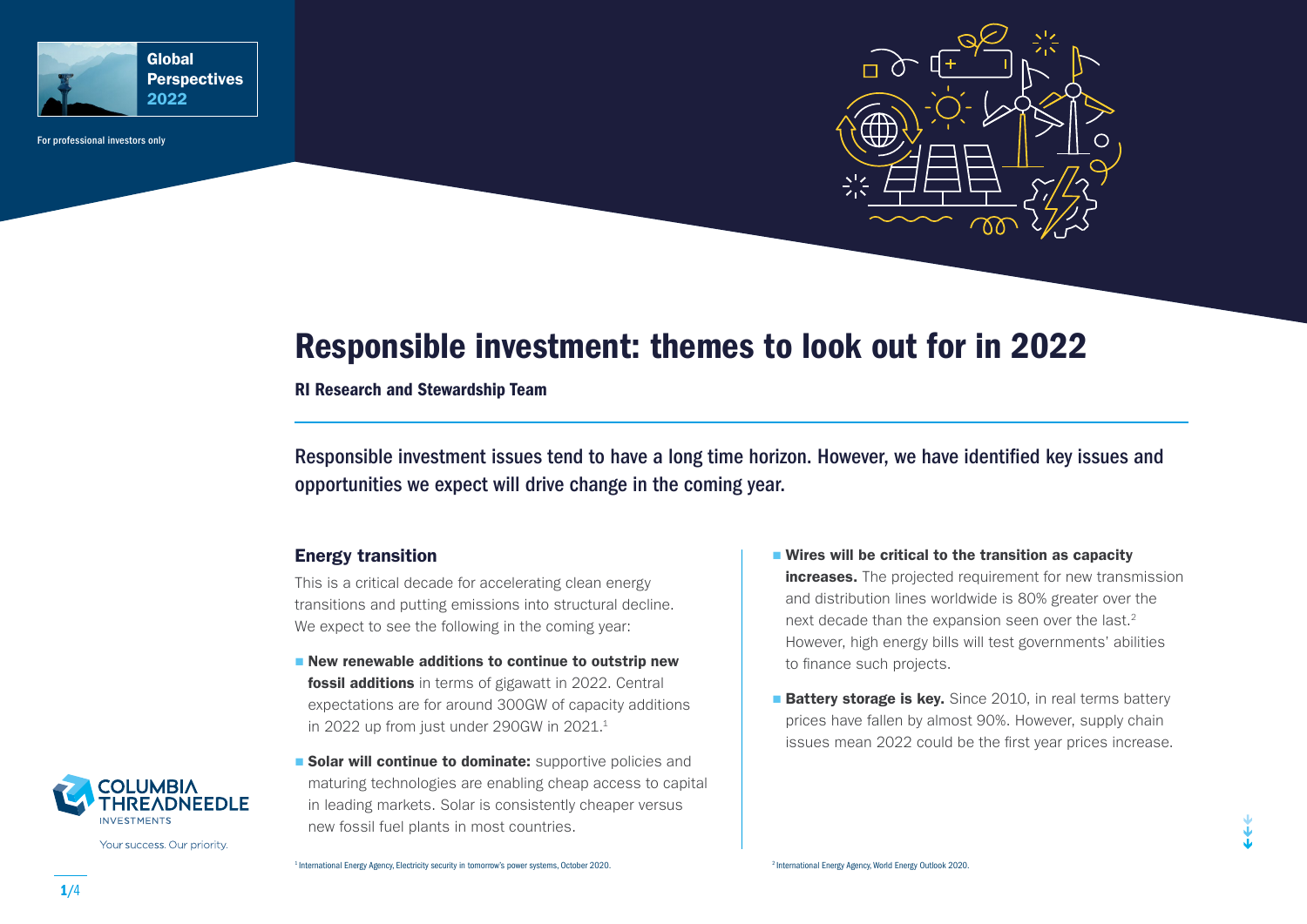Global Perspectives 2022

For professional investors only

# Responsible investment: themes to look out for in 2022

**RI Research and Stewardship Team**

Responsible investment issues tend to have a long time horizon. However, we have identified key issues and opportunities we expect will drive change in the coming year.

## Energy transition

This is a critical decade for accelerating clean energy transitions and putting emissions into structural decline. We expect to see the following in the coming year:

- **New renewable additions to continue to outstrip new fossil additions** in terms of gigawatt in 2022. Central expectations are for around 300GW of capacity additions in 2022 up from just under 290GW in 2021.[1]
- **Solar will continue to dominate:** supportive policies and maturing technologies are enabling cheap access to capital in leading markets. Solar is consistently cheaper versus new fossil fuel plants in most countries.
- **Wires will be critical to the transition as capacity increases.** The projected requirement for new transmission and distribution lines worldwide is 80% greater over the next decade than the expansion seen over the last.[2] However, high energy bills will test governments' abilities to finance such projects.
- **Battery storage is key.** Since 2010, in real terms battery prices have fallen by almost 90%. However, supply chain issues mean 2022 could be the first year prices increase.

[1] International Energy Agency, Electricity security in tomorrow's power systems, October 2020.

[2] International Energy Agency, World Energy Outlook 2020.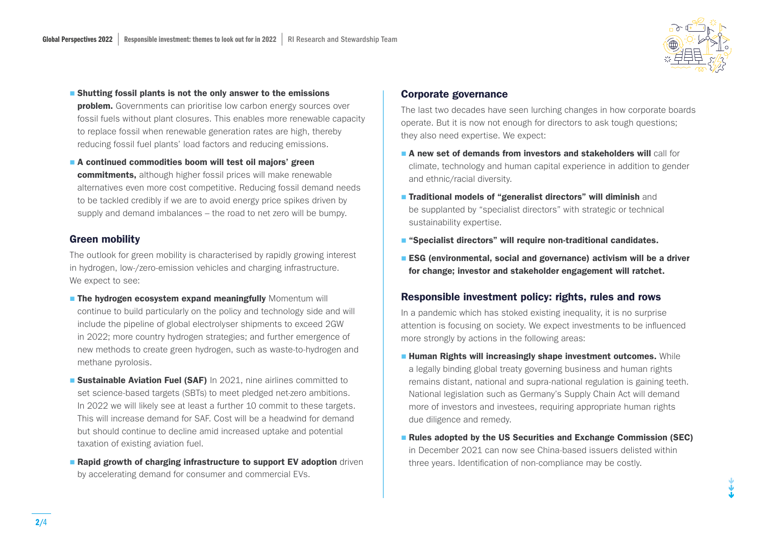- **Shutting fossil plants is not the only answer to the emissions problem.** Governments can prioritise low carbon energy sources over fossil fuels without plant closures. This enables more renewable capacity to replace fossil when renewable generation rates are high, thereby reducing fossil fuel plants' load factors and reducing emissions.
- **A continued commodities boom will test oil majors' green commitments,** although higher fossil prices will make renewable alternatives even more cost competitive. Reducing fossil demand needs to be tackled credibly if we are to avoid energy price spikes driven by supply and demand imbalances – the road to net zero will be bumpy.

## Green mobility

The outlook for green mobility is characterised by rapidly growing interest in hydrogen, low-/zero-emission vehicles and charging infrastructure. We expect to see:

- **The hydrogen ecosystem expand meaningfully** Momentum will continue to build particularly on the policy and technology side and will include the pipeline of global electrolyser shipments to exceed 2GW in 2022; more country hydrogen strategies; and further emergence of new methods to create green hydrogen, such as waste-to-hydrogen and methane pyrolosis.
- **Sustainable Aviation Fuel (SAF)** In 2021, nine airlines committed to set science-based targets (SBTs) to meet pledged net-zero ambitions. In 2022 we will likely see at least a further 10 commit to these targets. This will increase demand for SAF. Cost will be a headwind for demand but should continue to decline amid increased uptake and potential taxation of existing aviation fuel.
- **Rapid growth of charging infrastructure to support EV adoption** driven by accelerating demand for consumer and commercial EVs.

## Corporate governance

The last two decades have seen lurching changes in how corporate boards operate. But it is now not enough for directors to ask tough questions; they also need expertise. We expect:

- **A new set of demands from investors and stakeholders will** call for climate, technology and human capital experience in addition to gender and ethnic/racial diversity.
- **Traditional models of "generalist directors" will diminish** and be supplanted by "specialist directors" with strategic or technical sustainability expertise.
- **"Specialist directors" will require non-traditional candidates.**
- **ESG (environmental, social and governance) activism will be a driver for change; investor and stakeholder engagement will ratchet.**

## Responsible investment policy: rights, rules and rows

In a pandemic which has stoked existing inequality, it is no surprise attention is focusing on society. We expect investments to be influenced more strongly by actions in the following areas:

- **Human Rights will increasingly shape investment outcomes.** While a legally binding global treaty governing business and human rights remains distant, national and supra-national regulation is gaining teeth. National legislation such as Germany's Supply Chain Act will demand more of investors and investees, requiring appropriate human rights due diligence and remedy.
- **Rules adopted by the US Securities and Exchange Commission (SEC)** in December 2021 can now see China-based issuers delisted within three years. Identification of non-compliance may be costly.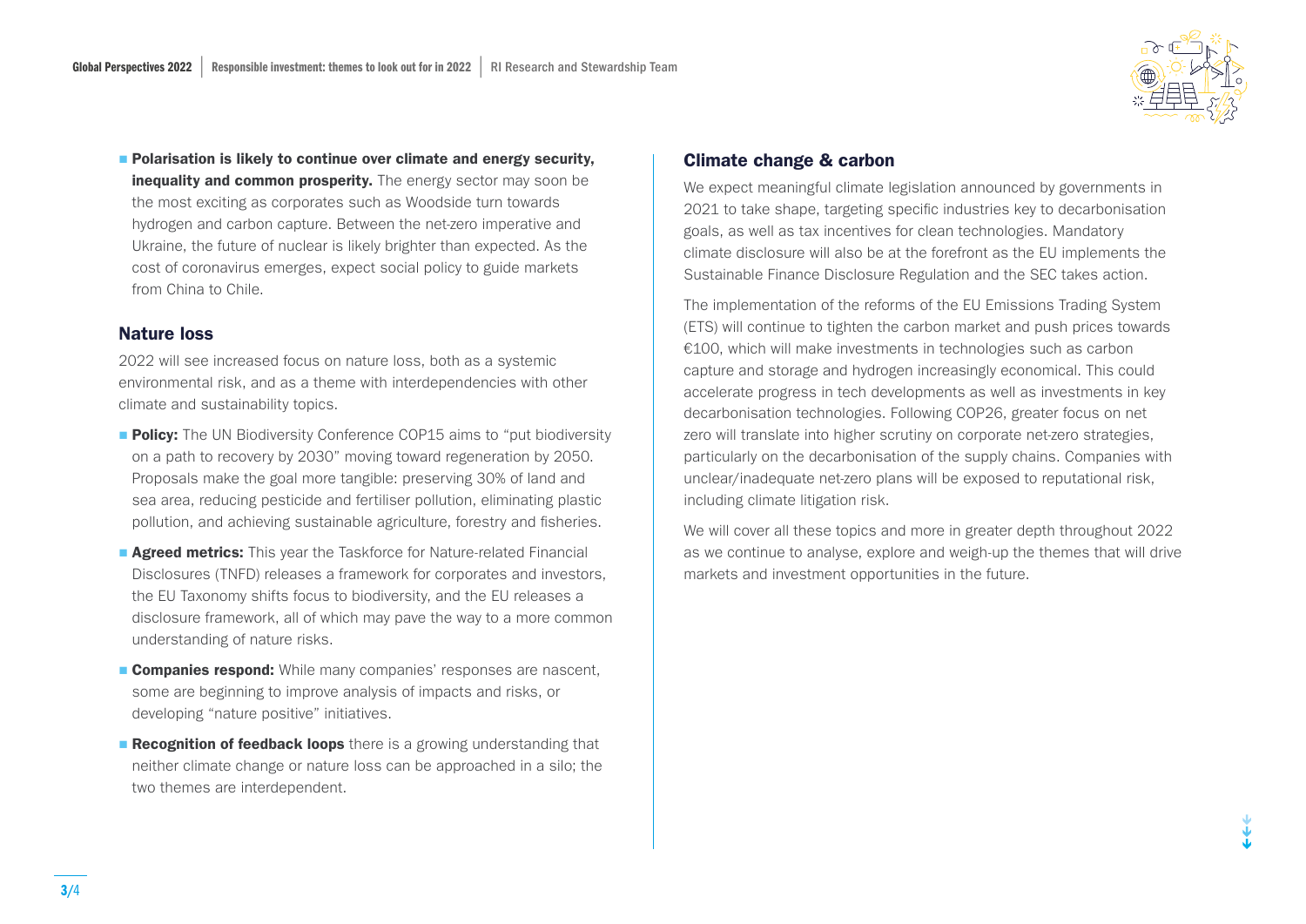- **Polarisation is likely to continue over climate and energy security, inequality and common prosperity.** The energy sector may soon be the most exciting as corporates such as Woodside turn towards hydrogen and carbon capture. Between the net-zero imperative and Ukraine, the future of nuclear is likely brighter than expected. As the cost of coronavirus emerges, expect social policy to guide markets from China to Chile.

## Nature loss

2022 will see increased focus on nature loss, both as a systemic environmental risk, and as a theme with interdependencies with other climate and sustainability topics.

- **Policy:** The UN Biodiversity Conference COP15 aims to "put biodiversity on a path to recovery by 2030" moving toward regeneration by 2050. Proposals make the goal more tangible: preserving 30% of land and sea area, reducing pesticide and fertiliser pollution, eliminating plastic pollution, and achieving sustainable agriculture, forestry and fisheries.
- **Agreed metrics:** This year the Taskforce for Nature-related Financial Disclosures (TNFD) releases a framework for corporates and investors, the EU Taxonomy shifts focus to biodiversity, and the EU releases a disclosure framework, all of which may pave the way to a more common understanding of nature risks.
- **Companies respond:** While many companies' responses are nascent, some are beginning to improve analysis of impacts and risks, or developing "nature positive" initiatives.
- **Recognition of feedback loops** there is a growing understanding that neither climate change or nature loss can be approached in a silo; the two themes are interdependent.

## Climate change & carbon

We expect meaningful climate legislation announced by governments in 2021 to take shape, targeting specific industries key to decarbonisation goals, as well as tax incentives for clean technologies. Mandatory climate disclosure will also be at the forefront as the EU implements the Sustainable Finance Disclosure Regulation and the SEC takes action.

The implementation of the reforms of the EU Emissions Trading System (ETS) will continue to tighten the carbon market and push prices towards €100, which will make investments in technologies such as carbon capture and storage and hydrogen increasingly economical. This could accelerate progress in tech developments as well as investments in key decarbonisation technologies. Following COP26, greater focus on net zero will translate into higher scrutiny on corporate net-zero strategies, particularly on the decarbonisation of the supply chains. Companies with unclear/inadequate net-zero plans will be exposed to reputational risk, including climate litigation risk.

We will cover all these topics and more in greater depth throughout 2022 as we continue to analyse, explore and weigh-up the themes that will drive markets and investment opportunities in the future.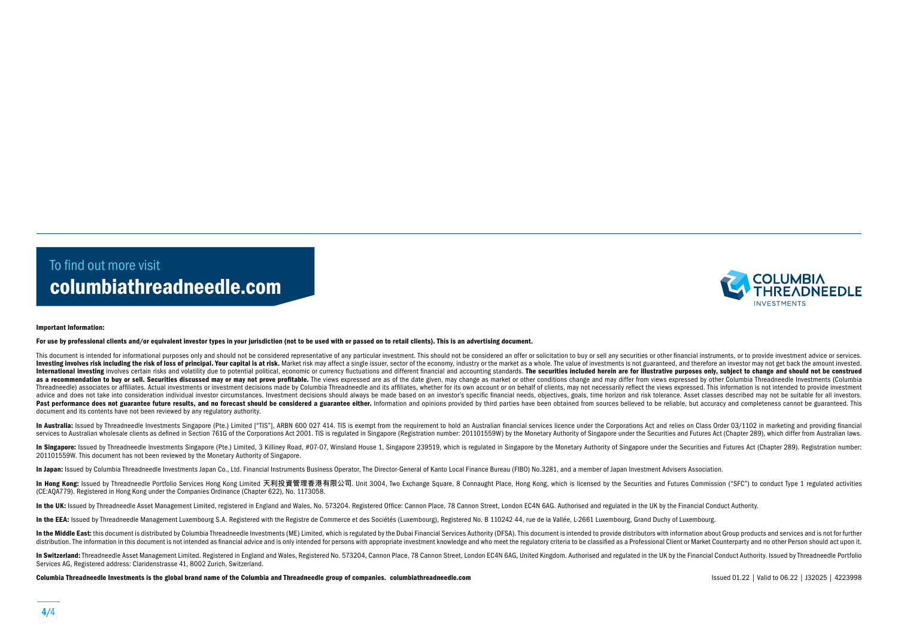To find out more visit
**columbiathreadneedle.com**

COLUMBIA THREADNEEDLE INVESTMENTS

**Important Information:**

**For use by professional clients and/or equivalent investor types in your jurisdiction (not to be used with or passed on to retail clients). This is an advertising document.**

This document is intended for informational purposes only and should not be considered representative of any particular investment. This should not be considered an offer or solicitation to buy or sell any securities or other financial instruments, or to provide investment advice or services. **Investing involves risk including the risk of loss of principal. Your capital is at risk.** Market risk may affect a single issuer, sector of the economy, industry or the market as a whole. The value of investments is not guaranteed, and therefore an investor may not get back the amount invested. **International investing** involves certain risks and volatility due to potential political, economic or currency fluctuations and different financial and accounting standards. **The securities included herein are for illustrative purposes only, subject to change and should not be construed as a recommendation to buy or sell. Securities discussed may or may not prove profitable.** The views expressed are as of the date given, may change as market or other conditions change and may differ from views expressed by other Columbia Threadneedle Investments (Columbia Threadneedle) associates or affiliates. Actual investments or investment decisions made by Columbia Threadneedle and its affiliates, whether for its own account or on behalf of clients, may not necessarily reflect the views expressed. This information is not intended to provide investment advice and does not take into consideration individual investor circumstances. Investment decisions should always be made based on an investor's specific financial needs, objectives, goals, time horizon and risk tolerance. Asset classes described may not be suitable for all investors. **Past performance does not guarantee future results, and no forecast should be considered a guarantee either.** Information and opinions provided by third parties have been obtained from sources believed to be reliable, but accuracy and completeness cannot be guaranteed. This document and its contents have not been reviewed by any regulatory authority.

**In Australia:** Issued by Threadneedle Investments Singapore (Pte.) Limited ["TIS"], ARBN 600 027 414. TIS is exempt from the requirement to hold an Australian financial services licence under the Corporations Act and relies on Class Order 03/1102 in marketing and providing financial services to Australian wholesale clients as defined in Section 761G of the Corporations Act 2001. TIS is regulated in Singapore (Registration number: 201101559W) by the Monetary Authority of Singapore under the Securities and Futures Act (Chapter 289), which differ from Australian laws.

**In Singapore:** Issued by Threadneedle Investments Singapore (Pte.) Limited, 3 Killiney Road, #07-07, Winsland House 1, Singapore 239519, which is regulated in Singapore by the Monetary Authority of Singapore under the Securities and Futures Act (Chapter 289). Registration number: 201101559W. This document has not been reviewed by the Monetary Authority of Singapore.

**In Japan:** Issued by Columbia Threadneedle Investments Japan Co., Ltd. Financial Instruments Business Operator, The Director-General of Kanto Local Finance Bureau (FIBO) No.3281, and a member of Japan Investment Advisers Association.

**In Hong Kong:** Issued by Threadneedle Portfolio Services Hong Kong Limited 天利投資管理香港有限公司. Unit 3004, Two Exchange Square, 8 Connaught Place, Hong Kong, which is licensed by the Securities and Futures Commission ("SFC") to conduct Type 1 regulated activities (CE:AQA779). Registered in Hong Kong under the Companies Ordinance (Chapter 622), No. 1173058.

**In the UK:** Issued by Threadneedle Asset Management Limited, registered in England and Wales, No. 573204. Registered Office: Cannon Place, 78 Cannon Street, London EC4N 6AG. Authorised and regulated in the UK by the Financial Conduct Authority.

**In the EEA:** Issued by Threadneedle Management Luxembourg S.A. Registered with the Registre de Commerce et des Sociétés (Luxembourg), Registered No. B 110242 44, rue de la Vallée, L-2661 Luxembourg, Grand Duchy of Luxembourg.

**In the Middle East:** this document is distributed by Columbia Threadneedle Investments (ME) Limited, which is regulated by the Dubai Financial Services Authority (DFSA). This document is intended to provide distributors with information about Group products and services and is not for further distribution. The information in this document is not intended as financial advice and is only intended for persons with appropriate investment knowledge and who meet the regulatory criteria to be classified as a Professional Client or Market Counterparty and no other Person should act upon it.

**In Switzerland:** Threadneedle Asset Management Limited. Registered in England and Wales, Registered No. 573204, Cannon Place, 78 Cannon Street, London EC4N 6AG, United Kingdom. Authorised and regulated in the UK by the Financial Conduct Authority. Issued by Threadneedle Portfolio Services AG, Registered address: Claridenstrasse 41, 8002 Zurich, Switzerland.

**Columbia Threadneedle Investments is the global brand name of the Columbia and Threadneedle group of companies. columbiathreadneedle.com**

Issued 01.22 | Valid to 06.22 | J32025 | 4223998